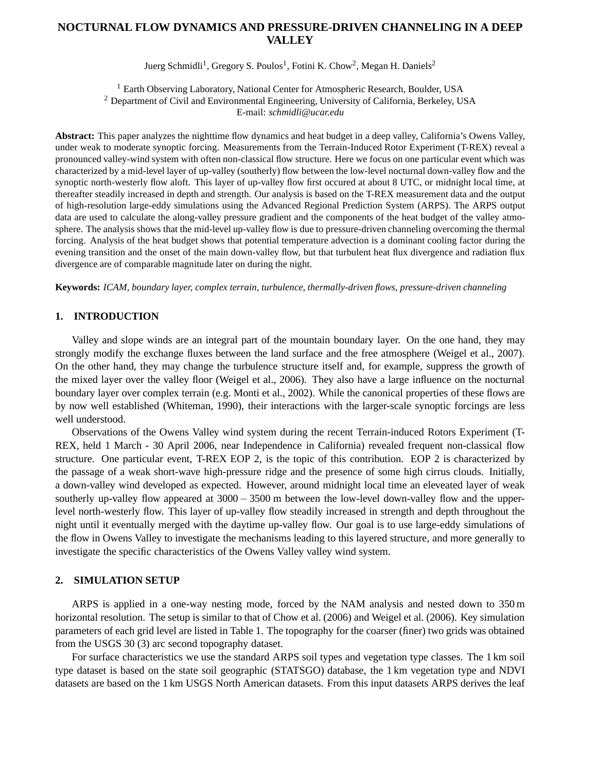# NOCTURNAL FLOW DYNAMICS AND PRESSURE-DRIVEN CHANNELING IN A DEEP VALLEY

Juerg Schmidli[1], Gregory S. Poulos[1], Fotini K. Chow[2], Megan H. Daniels[2]

[1] Earth Observing Laboratory, National Center for Atmospheric Research, Boulder, USA
[2] Department of Civil and Environmental Engineering, University of California, Berkeley, USA
E-mail: *schmidli@ucar.edu*

**Abstract:** This paper analyzes the nighttime flow dynamics and heat budget in a deep valley, California's Owens Valley, under weak to moderate synoptic forcing. Measurements from the Terrain-Induced Rotor Experiment (T-REX) reveal a pronounced valley-wind system with often non-classical flow structure. Here we focus on one particular event which was characterized by a mid-level layer of up-valley (southerly) flow between the low-level nocturnal down-valley flow and the synoptic north-westerly flow aloft. This layer of up-valley flow first occured at about 8 UTC, or midnight local time, at thereafter steadily increased in depth and strength. Our analysis is based on the T-REX measurement data and the output of high-resolution large-eddy simulations using the Advanced Regional Prediction System (ARPS). The ARPS output data are used to calculate the along-valley pressure gradient and the components of the heat budget of the valley atmosphere. The analysis shows that the mid-level up-valley flow is due to pressure-driven channeling overcoming the thermal forcing. Analysis of the heat budget shows that potential temperature advection is a dominant cooling factor during the evening transition and the onset of the main down-valley flow, but that turbulent heat flux divergence and radiation flux divergence are of comparable magnitude later on during the night.

**Keywords:** *ICAM, boundary layer, complex terrain, turbulence, thermally-driven flows, pressure-driven channeling*

## 1. INTRODUCTION

Valley and slope winds are an integral part of the mountain boundary layer. On the one hand, they may strongly modify the exchange fluxes between the land surface and the free atmosphere (Weigel et al., 2007). On the other hand, they may change the turbulence structure itself and, for example, suppress the growth of the mixed layer over the valley floor (Weigel et al., 2006). They also have a large influence on the nocturnal boundary layer over complex terrain (e.g. Monti et al., 2002). While the canonical properties of these flows are by now well established (Whiteman, 1990), their interactions with the larger-scale synoptic forcings are less well understood.

Observations of the Owens Valley wind system during the recent Terrain-induced Rotors Experiment (T-REX, held 1 March - 30 April 2006, near Independence in California) revealed frequent non-classical flow structure. One particular event, T-REX EOP 2, is the topic of this contribution. EOP 2 is characterized by the passage of a weak short-wave high-pressure ridge and the presence of some high cirrus clouds. Initially, a down-valley wind developed as expected. However, around midnight local time an eleveated layer of weak southerly up-valley flow appeared at 3000 – 3500 m between the low-level down-valley flow and the upper-level north-westerly flow. This layer of up-valley flow steadily increased in strength and depth throughout the night until it eventually merged with the daytime up-valley flow. Our goal is to use large-eddy simulations of the flow in Owens Valley to investigate the mechanisms leading to this layered structure, and more generally to investigate the specific characteristics of the Owens Valley valley wind system.

## 2. SIMULATION SETUP

ARPS is applied in a one-way nesting mode, forced by the NAM analysis and nested down to 350 m horizontal resolution. The setup is similar to that of Chow et al. (2006) and Weigel et al. (2006). Key simulation parameters of each grid level are listed in Table 1. The topography for the coarser (finer) two grids was obtained from the USGS 30 (3) arc second topography dataset.

For surface characteristics we use the standard ARPS soil types and vegetation type classes. The 1 km soil type dataset is based on the state soil geographic (STATSGO) database, the 1 km vegetation type and NDVI datasets are based on the 1 km USGS North American datasets. From this input datasets ARPS derives the leaf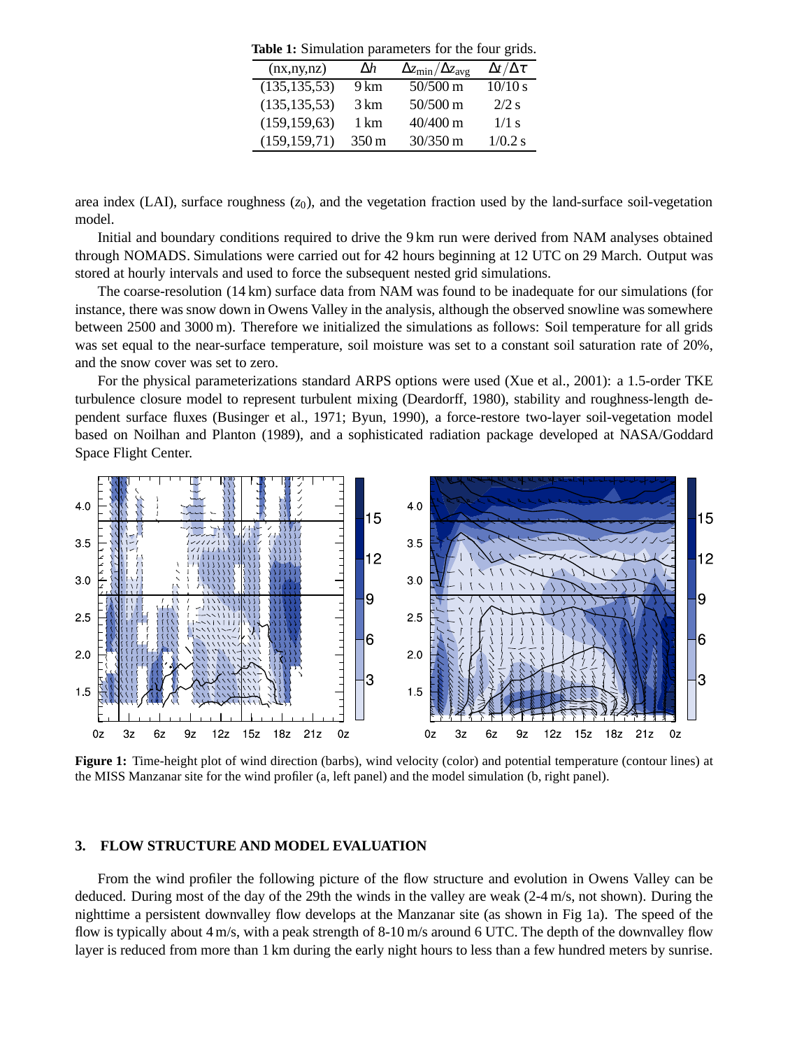**Table 1:** Simulation parameters for the four grids.

| (nx,ny,nz) | $\Delta h$ | $\Delta z_{\min}/\Delta z_{\text{avg}}$ | $\Delta t/\Delta\tau$ |
|---|---|---|---|
| (135,135,53) | 9 km | 50/500 m | 10/10 s |
| (135,135,53) | 3 km | 50/500 m | 2/2 s |
| (159,159,63) | 1 km | 40/400 m | 1/1 s |
| (159,159,71) | 350 m | 30/350 m | 1/0.2 s |

area index (LAI), surface roughness ($z_0$), and the vegetation fraction used by the land-surface soil-vegetation model.

Initial and boundary conditions required to drive the 9 km run were derived from NAM analyses obtained through NOMADS. Simulations were carried out for 42 hours beginning at 12 UTC on 29 March. Output was stored at hourly intervals and used to force the subsequent nested grid simulations.

The coarse-resolution (14 km) surface data from NAM was found to be inadequate for our simulations (for instance, there was snow down in Owens Valley in the analysis, although the observed snowline was somewhere between 2500 and 3000 m). Therefore we initialized the simulations as follows: Soil temperature for all grids was set equal to the near-surface temperature, soil moisture was set to a constant soil saturation rate of 20%, and the snow cover was set to zero.

For the physical parameterizations standard ARPS options were used (Xue et al., 2001): a 1.5-order TKE turbulence closure model to represent turbulent mixing (Deardorff, 1980), stability and roughness-length dependent surface fluxes (Businger et al., 1971; Byun, 1990), a force-restore two-layer soil-vegetation model based on Noilhan and Planton (1989), and a sophisticated radiation package developed at NASA/Goddard Space Flight Center.

**Figure 1:** Time-height plot of wind direction (barbs), wind velocity (color) and potential temperature (contour lines) at the MISS Manzanar site for the wind profiler (a, left panel) and the model simulation (b, right panel).

## 3. FLOW STRUCTURE AND MODEL EVALUATION

From the wind profiler the following picture of the flow structure and evolution in Owens Valley can be deduced. During most of the day of the 29th the winds in the valley are weak (2-4 m/s, not shown). During the nighttime a persistent downvalley flow develops at the Manzanar site (as shown in Fig 1a). The speed of the flow is typically about 4 m/s, with a peak strength of 8-10 m/s around 6 UTC. The depth of the downvalley flow layer is reduced from more than 1 km during the early night hours to less than a few hundred meters by sunrise.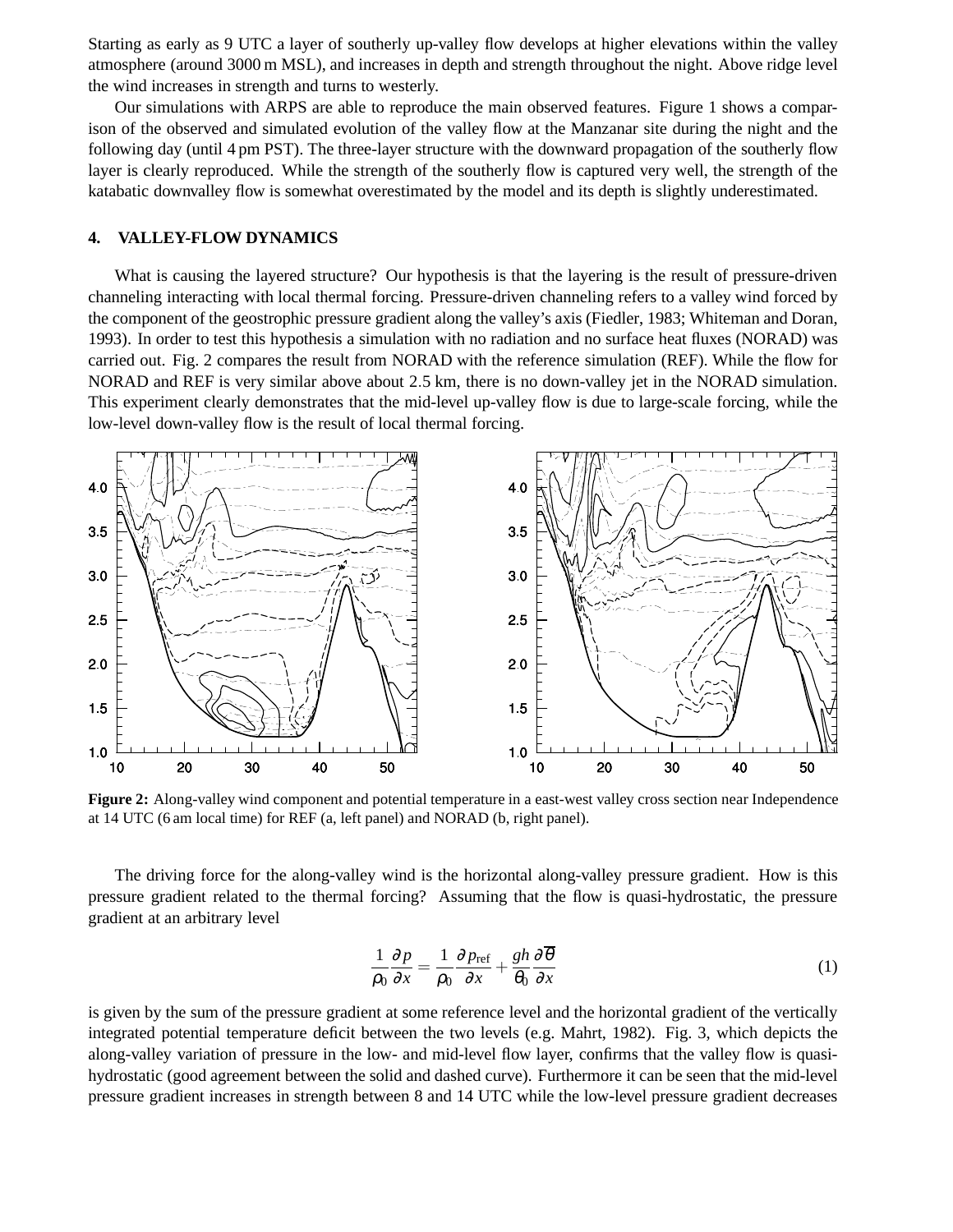Starting as early as 9 UTC a layer of southerly up-valley flow develops at higher elevations within the valley atmosphere (around 3000 m MSL), and increases in depth and strength throughout the night. Above ridge level the wind increases in strength and turns to westerly.

Our simulations with ARPS are able to reproduce the main observed features. Figure 1 shows a comparison of the observed and simulated evolution of the valley flow at the Manzanar site during the night and the following day (until 4 pm PST). The three-layer structure with the downward propagation of the southerly flow layer is clearly reproduced. While the strength of the southerly flow is captured very well, the strength of the katabatic downvalley flow is somewhat overestimated by the model and its depth is slightly underestimated.

## 4. VALLEY-FLOW DYNAMICS

What is causing the layered structure? Our hypothesis is that the layering is the result of pressure-driven channeling interacting with local thermal forcing. Pressure-driven channeling refers to a valley wind forced by the component of the geostrophic pressure gradient along the valley's axis (Fiedler, 1983; Whiteman and Doran, 1993). In order to test this hypothesis a simulation with no radiation and no surface heat fluxes (NORAD) was carried out. Fig. 2 compares the result from NORAD with the reference simulation (REF). While the flow for NORAD and REF is very similar above about 2.5 km, there is no down-valley jet in the NORAD simulation. This experiment clearly demonstrates that the mid-level up-valley flow is due to large-scale forcing, while the low-level down-valley flow is the result of local thermal forcing.

**Figure 2:** Along-valley wind component and potential temperature in a east-west valley cross section near Independence at 14 UTC (6 am local time) for REF (a, left panel) and NORAD (b, right panel).

The driving force for the along-valley wind is the horizontal along-valley pressure gradient. How is this pressure gradient related to the thermal forcing? Assuming that the flow is quasi-hydrostatic, the pressure gradient at an arbitrary level

$$\frac{1}{\rho_0}\frac{\partial p}{\partial x} = \frac{1}{\rho_0}\frac{\partial p_{\mathrm{ref}}}{\partial x} + \frac{gh}{\theta_0}\frac{\partial \overline{\theta}}{\partial x} \tag{1}$$

is given by the sum of the pressure gradient at some reference level and the horizontal gradient of the vertically integrated potential temperature deficit between the two levels (e.g. Mahrt, 1982). Fig. 3, which depicts the along-valley variation of pressure in the low- and mid-level flow layer, confirms that the valley flow is quasi-hydrostatic (good agreement between the solid and dashed curve). Furthermore it can be seen that the mid-level pressure gradient increases in strength between 8 and 14 UTC while the low-level pressure gradient decreases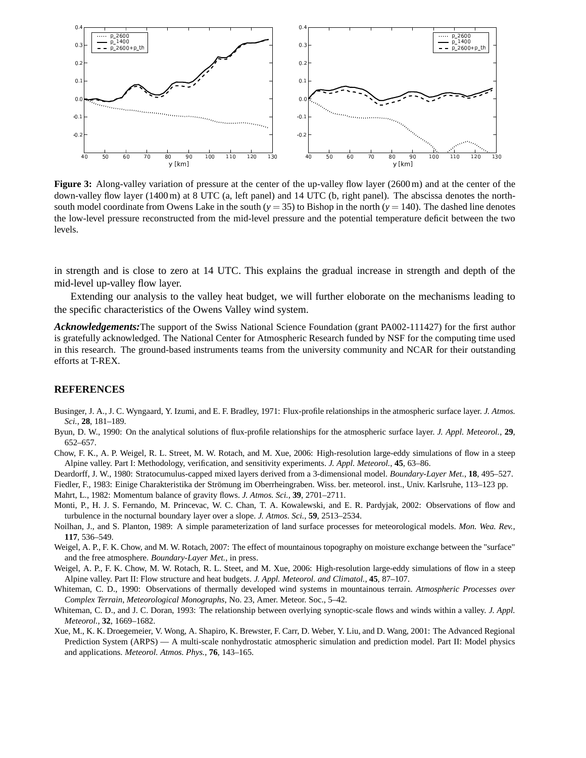0.4
0.3
0.2
0.1
0.0
-0.1
-0.2
40 50 60 70 80 90 100 110 120 130
y [km]

p_2600
p_1400
p_2600+p_th

0.4
0.3
0.2
0.1
0.0
-0.1
-0.2
40 50 60 70 80 90 100 110 120 130
y [km]

p_2600
p_1400
p_2600+p_th

**Figure 3:** Along-valley variation of pressure at the center of the up-valley flow layer (2600 m) and at the center of the down-valley flow layer (1400 m) at 8 UTC (a, left panel) and 14 UTC (b, right panel). The abscissa denotes the north-south model coordinate from Owens Lake in the south ($y = 35$) to Bishop in the north ($y = 140$). The dashed line denotes the low-level pressure reconstructed from the mid-level pressure and the potential temperature deficit between the two levels.

in strength and is close to zero at 14 UTC. This explains the gradual increase in strength and depth of the mid-level up-valley flow layer.

Extending our analysis to the valley heat budget, we will further eloborate on the mechanisms leading to the specific characteristics of the Owens Valley wind system.

***Acknowledgements:*** The support of the Swiss National Science Foundation (grant PA002-111427) for the first author is gratefully acknowledged. The National Center for Atmospheric Research funded by NSF for the computing time used in this research. The ground-based instruments teams from the university community and NCAR for their outstanding efforts at T-REX.

## REFERENCES

Businger, J. A., J. C. Wyngaard, Y. Izumi, and E. F. Bradley, 1971: Flux-profile relationships in the atmospheric surface layer. *J. Atmos. Sci.*, **28**, 181–189.

Byun, D. W., 1990: On the analytical solutions of flux-profile relationships for the atmospheric surface layer. *J. Appl. Meteorol.*, **29**, 652–657.

Chow, F. K., A. P. Weigel, R. L. Street, M. W. Rotach, and M. Xue, 2006: High-resolution large-eddy simulations of flow in a steep Alpine valley. Part I: Methodology, verification, and sensitivity experiments. *J. Appl. Meteorol.*, **45**, 63–86.

Deardorff, J. W., 1980: Stratocumulus-capped mixed layers derived from a 3-dimensional model. *Boundary-Layer Met.*, **18**, 495–527.

Fiedler, F., 1983: Einige Charakteristika der Strömung im Oberrheingraben. Wiss. ber. meteorol. inst., Univ. Karlsruhe, 113–123 pp.

Mahrt, L., 1982: Momentum balance of gravity flows. *J. Atmos. Sci.*, **39**, 2701–2711.

Monti, P., H. J. S. Fernando, M. Princevac, W. C. Chan, T. A. Kowalewski, and E. R. Pardyjak, 2002: Observations of flow and turbulence in the nocturnal boundary layer over a slope. *J. Atmos. Sci.*, **59**, 2513–2534.

Noilhan, J., and S. Planton, 1989: A simple parameterization of land surface processes for meteorological models. *Mon. Wea. Rev.*, **117**, 536–549.

Weigel, A. P., F. K. Chow, and M. W. Rotach, 2007: The effect of mountainous topography on moisture exchange between the "surface" and the free atmosphere. *Boundary-Layer Met.*, in press.

Weigel, A. P., F. K. Chow, M. W. Rotach, R. L. Steet, and M. Xue, 2006: High-resolution large-eddy simulations of flow in a steep Alpine valley. Part II: Flow structure and heat budgets. *J. Appl. Meteorol. and Climatol.*, **45**, 87–107.

Whiteman, C. D., 1990: Observations of thermally developed wind systems in mountainous terrain. *Atmospheric Processes over Complex Terrain, Meteorological Monographs*, No. 23, Amer. Meteor. Soc., 5–42.

Whiteman, C. D., and J. C. Doran, 1993: The relationship between overlying synoptic-scale flows and winds within a valley. *J. Appl. Meteorol.*, **32**, 1669–1682.

Xue, M., K. K. Droegemeier, V. Wong, A. Shapiro, K. Brewster, F. Carr, D. Weber, Y. Liu, and D. Wang, 2001: The Advanced Regional Prediction System (ARPS) — A multi-scale nonhydrostatic atmospheric simulation and prediction model. Part II: Model physics and applications. *Meteorol. Atmos. Phys.*, **76**, 143–165.